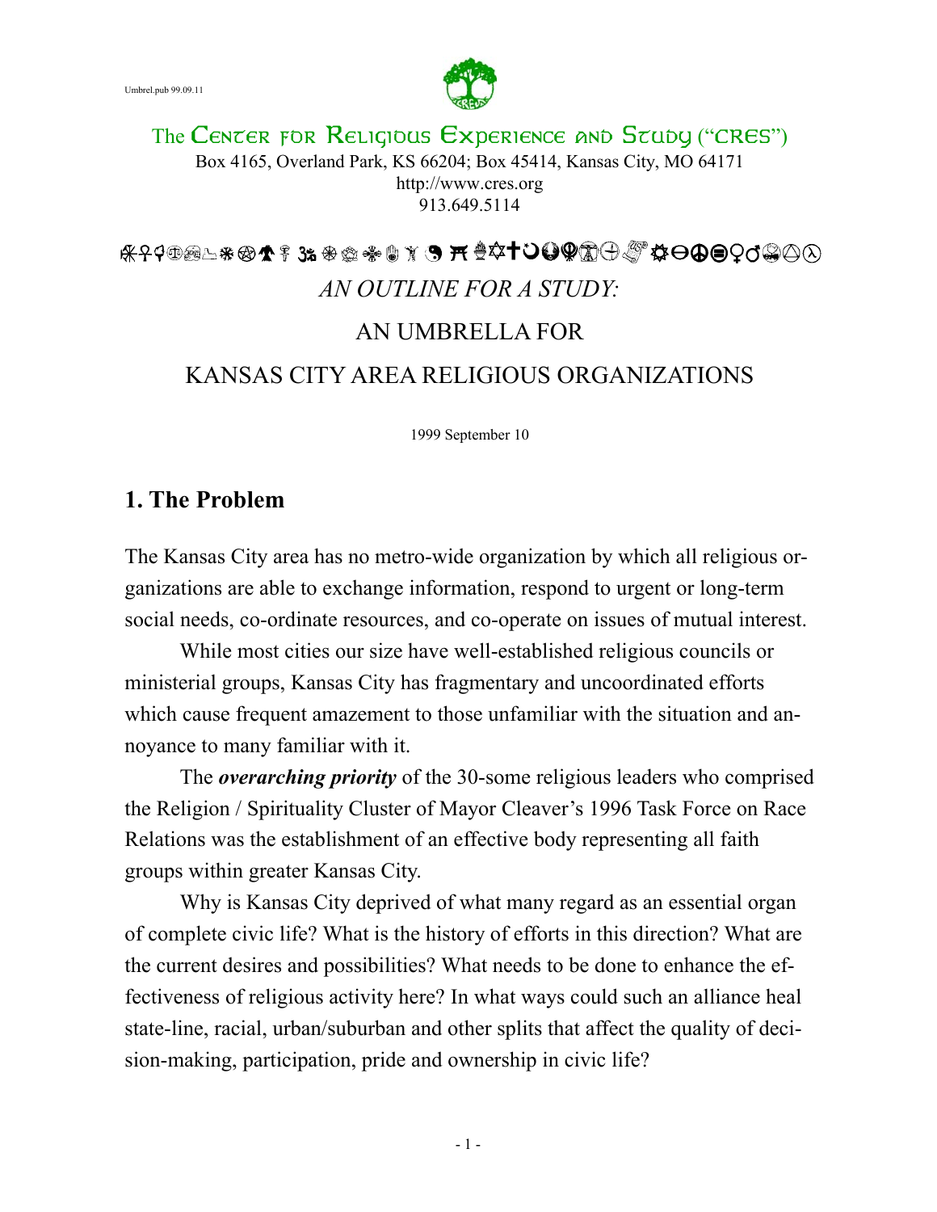Umbrel.pub 99.09.11

The Center for Religious Experience and Study (“CRES”)

Box 4165, Overland Park, KS 66204; Box 45414, Kansas City, MO 64171

http://www.cres.org

913.649.5114

*AN OUTLINE FOR A STUDY:*

AN UMBRELLA FOR

KANSAS CITY AREA RELIGIOUS ORGANIZATIONS

1999 September 10

## 1. The Problem

The Kansas City area has no metro-wide organization by which all religious organizations are able to exchange information, respond to urgent or long-term social needs, co-ordinate resources, and co-operate on issues of mutual interest.

While most cities our size have well-established religious councils or ministerial groups, Kansas City has fragmentary and uncoordinated efforts which cause frequent amazement to those unfamiliar with the situation and annoyance to many familiar with it.

The ***overarching priority*** of the 30-some religious leaders who comprised the Religion / Spirituality Cluster of Mayor Cleaver’s 1996 Task Force on Race Relations was the establishment of an effective body representing all faith groups within greater Kansas City.

Why is Kansas City deprived of what many regard as an essential organ of complete civic life? What is the history of efforts in this direction? What are the current desires and possibilities? What needs to be done to enhance the effectiveness of religious activity here? In what ways could such an alliance heal state-line, racial, urban/suburban and other splits that affect the quality of decision-making, participation, pride and ownership in civic life?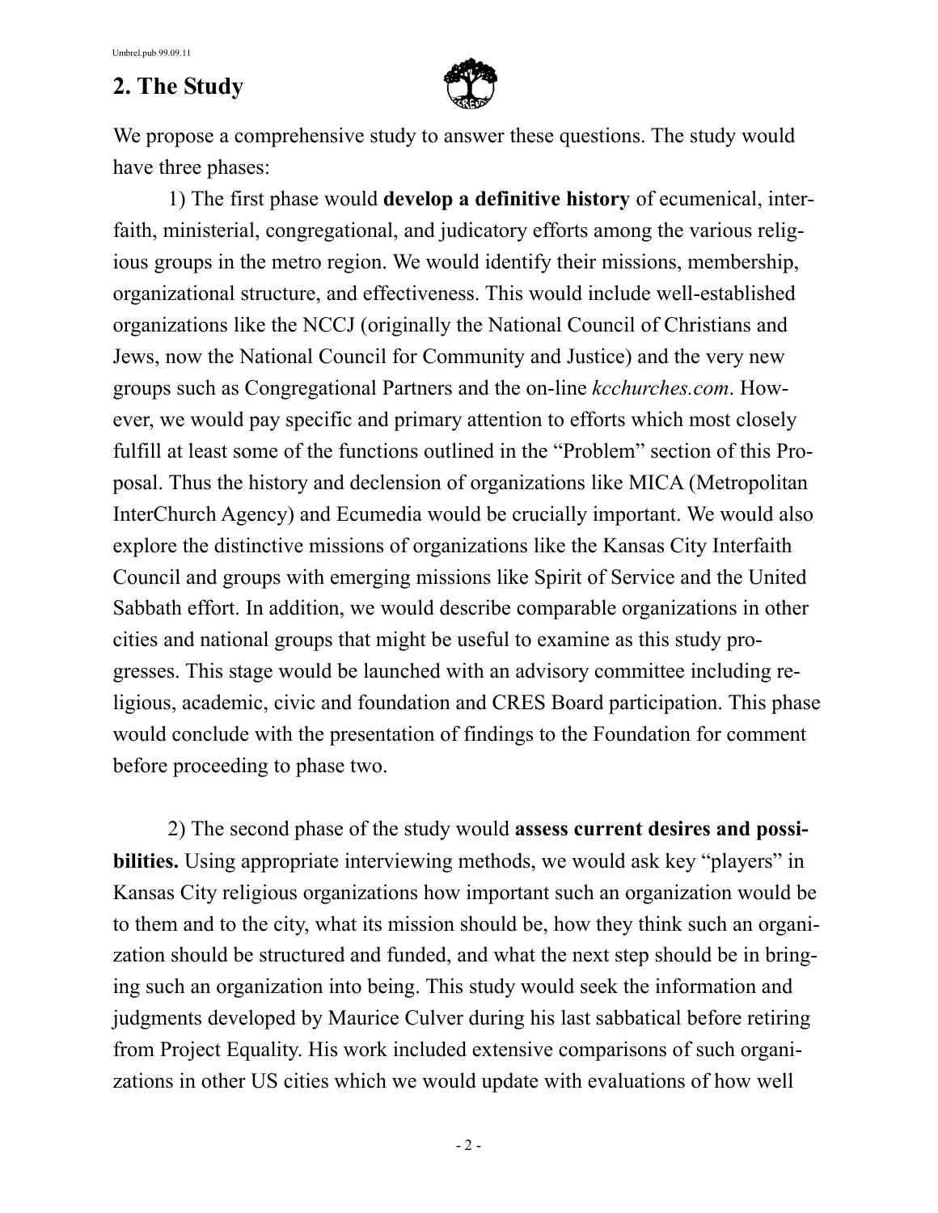## 2. The Study

We propose a comprehensive study to answer these questions. The study would have three phases:

1) The first phase would **develop a definitive history** of ecumenical, interfaith, ministerial, congregational, and judicatory efforts among the various religious groups in the metro region. We would identify their missions, membership, organizational structure, and effectiveness. This would include well-established organizations like the NCCJ (originally the National Council of Christians and Jews, now the National Council for Community and Justice) and the very new groups such as Congregational Partners and the on-line *kcchurches.com*. However, we would pay specific and primary attention to efforts which most closely fulfill at least some of the functions outlined in the "Problem" section of this Proposal. Thus the history and declension of organizations like MICA (Metropolitan InterChurch Agency) and Ecumedia would be crucially important. We would also explore the distinctive missions of organizations like the Kansas City Interfaith Council and groups with emerging missions like Spirit of Service and the United Sabbath effort. In addition, we would describe comparable organizations in other cities and national groups that might be useful to examine as this study progresses. This stage would be launched with an advisory committee including religious, academic, civic and foundation and CRES Board participation. This phase would conclude with the presentation of findings to the Foundation for comment before proceeding to phase two.

2) The second phase of the study would **assess current desires and possibilities.** Using appropriate interviewing methods, we would ask key "players" in Kansas City religious organizations how important such an organization would be to them and to the city, what its mission should be, how they think such an organization should be structured and funded, and what the next step should be in bringing such an organization into being. This study would seek the information and judgments developed by Maurice Culver during his last sabbatical before retiring from Project Equality. His work included extensive comparisons of such organizations in other US cities which we would update with evaluations of how well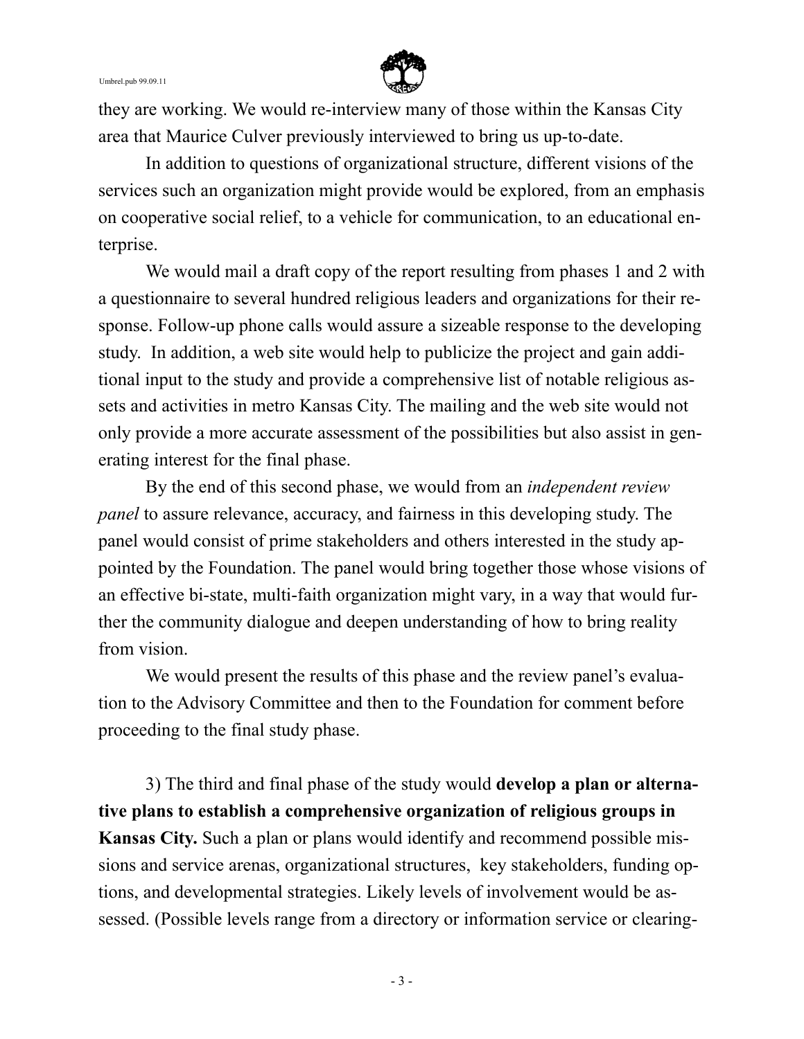they are working. We would re-interview many of those within the Kansas City area that Maurice Culver previously interviewed to bring us up-to-date.

In addition to questions of organizational structure, different visions of the services such an organization might provide would be explored, from an emphasis on cooperative social relief, to a vehicle for communication, to an educational enterprise.

We would mail a draft copy of the report resulting from phases 1 and 2 with a questionnaire to several hundred religious leaders and organizations for their response. Follow-up phone calls would assure a sizeable response to the developing study. In addition, a web site would help to publicize the project and gain additional input to the study and provide a comprehensive list of notable religious assets and activities in metro Kansas City. The mailing and the web site would not only provide a more accurate assessment of the possibilities but also assist in generating interest for the final phase.

By the end of this second phase, we would from an *independent review panel* to assure relevance, accuracy, and fairness in this developing study. The panel would consist of prime stakeholders and others interested in the study appointed by the Foundation. The panel would bring together those whose visions of an effective bi-state, multi-faith organization might vary, in a way that would further the community dialogue and deepen understanding of how to bring reality from vision.

We would present the results of this phase and the review panel's evaluation to the Advisory Committee and then to the Foundation for comment before proceeding to the final study phase.

3) The third and final phase of the study would **develop a plan or alternative plans to establish a comprehensive organization of religious groups in Kansas City.** Such a plan or plans would identify and recommend possible missions and service arenas, organizational structures, key stakeholders, funding options, and developmental strategies. Likely levels of involvement would be assessed. (Possible levels range from a directory or information service or clearing-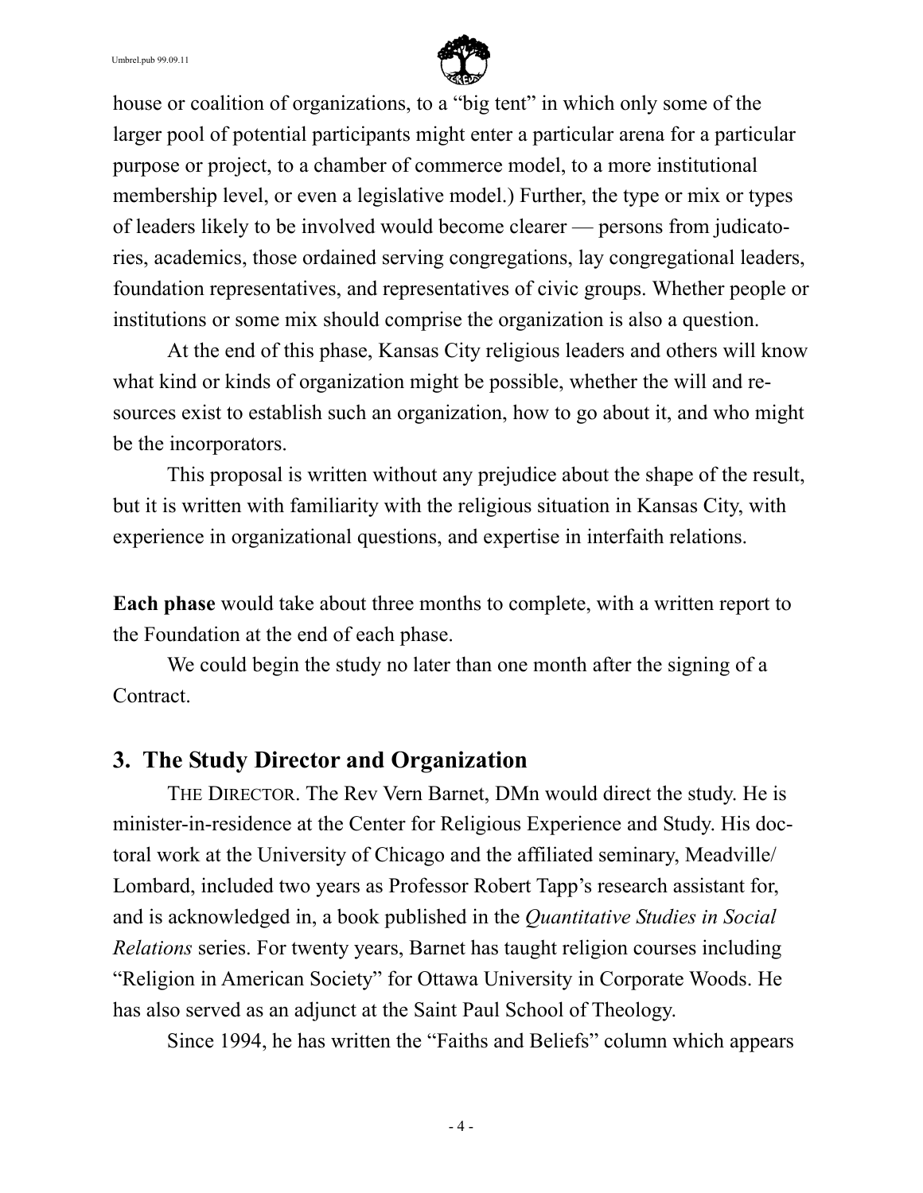house or coalition of organizations, to a "big tent" in which only some of the larger pool of potential participants might enter a particular arena for a particular purpose or project, to a chamber of commerce model, to a more institutional membership level, or even a legislative model.) Further, the type or mix or types of leaders likely to be involved would become clearer — persons from judicatories, academics, those ordained serving congregations, lay congregational leaders, foundation representatives, and representatives of civic groups. Whether people or institutions or some mix should comprise the organization is also a question.

At the end of this phase, Kansas City religious leaders and others will know what kind or kinds of organization might be possible, whether the will and resources exist to establish such an organization, how to go about it, and who might be the incorporators.

This proposal is written without any prejudice about the shape of the result, but it is written with familiarity with the religious situation in Kansas City, with experience in organizational questions, and expertise in interfaith relations.

**Each phase** would take about three months to complete, with a written report to the Foundation at the end of each phase.

We could begin the study no later than one month after the signing of a Contract.

## 3. The Study Director and Organization

THE DIRECTOR. The Rev Vern Barnet, DMn would direct the study. He is minister-in-residence at the Center for Religious Experience and Study. His doctoral work at the University of Chicago and the affiliated seminary, Meadville/Lombard, included two years as Professor Robert Tapp's research assistant for, and is acknowledged in, a book published in the *Quantitative Studies in Social Relations* series. For twenty years, Barnet has taught religion courses including "Religion in American Society" for Ottawa University in Corporate Woods. He has also served as an adjunct at the Saint Paul School of Theology.

Since 1994, he has written the "Faiths and Beliefs" column which appears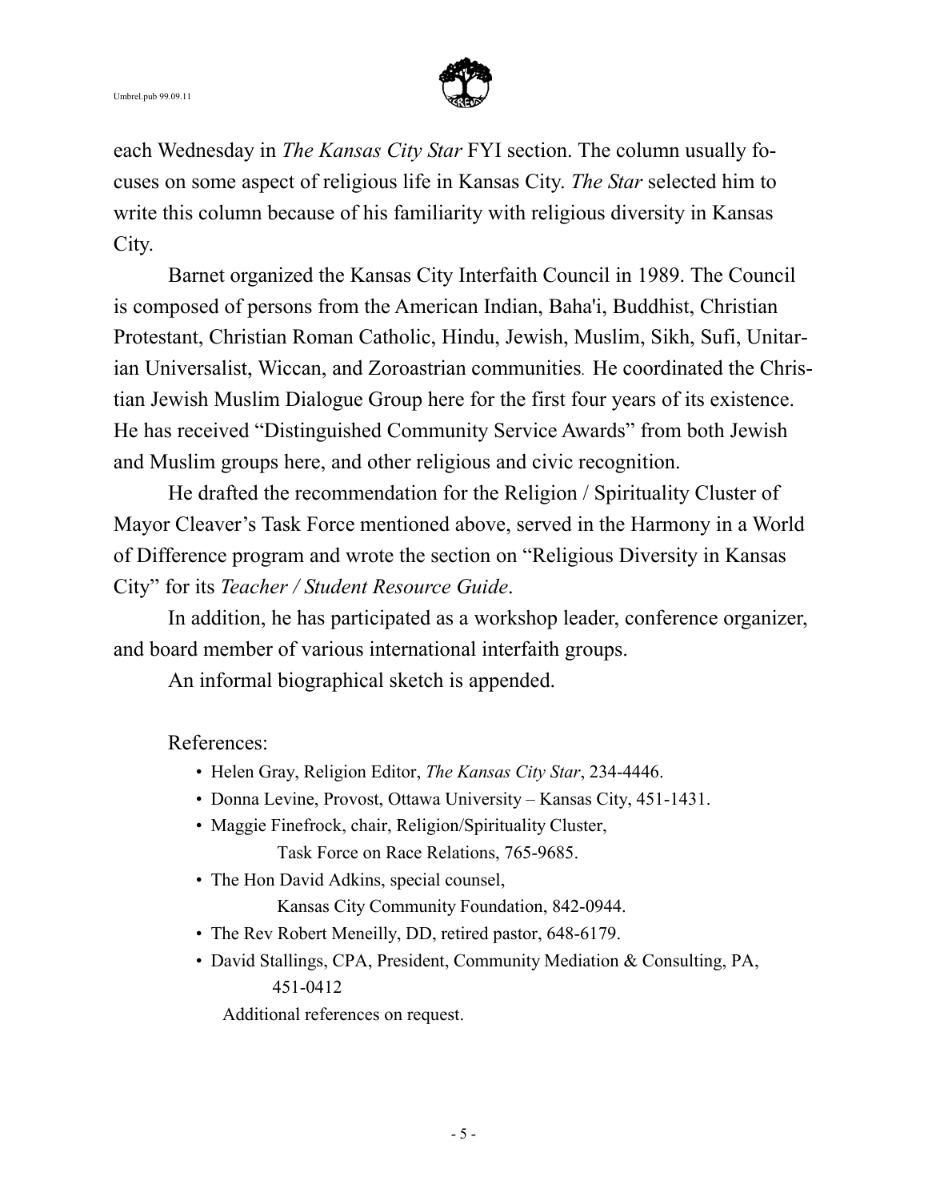each Wednesday in *The Kansas City Star* FYI section. The column usually focuses on some aspect of religious life in Kansas City. *The Star* selected him to write this column because of his familiarity with religious diversity in Kansas City.

Barnet organized the Kansas City Interfaith Council in 1989. The Council is composed of persons from the American Indian, Baha'i, Buddhist, Christian Protestant, Christian Roman Catholic, Hindu, Jewish, Muslim, Sikh, Sufi, Unitarian Universalist, Wiccan, and Zoroastrian communities. He coordinated the Christian Jewish Muslim Dialogue Group here for the first four years of its existence. He has received "Distinguished Community Service Awards" from both Jewish and Muslim groups here, and other religious and civic recognition.

He drafted the recommendation for the Religion / Spirituality Cluster of Mayor Cleaver's Task Force mentioned above, served in the Harmony in a World of Difference program and wrote the section on "Religious Diversity in Kansas City" for its *Teacher / Student Resource Guide*.

In addition, he has participated as a workshop leader, conference organizer, and board member of various international interfaith groups.

An informal biographical sketch is appended.

References:

- Helen Gray, Religion Editor, *The Kansas City Star*, 234-4446.
- Donna Levine, Provost, Ottawa University – Kansas City, 451-1431.
- Maggie Finefrock, chair, Religion/Spirituality Cluster, Task Force on Race Relations, 765-9685.
- The Hon David Adkins, special counsel, Kansas City Community Foundation, 842-0944.
- The Rev Robert Meneilly, DD, retired pastor, 648-6179.
- David Stallings, CPA, President, Community Mediation & Consulting, PA, 451-0412

Additional references on request.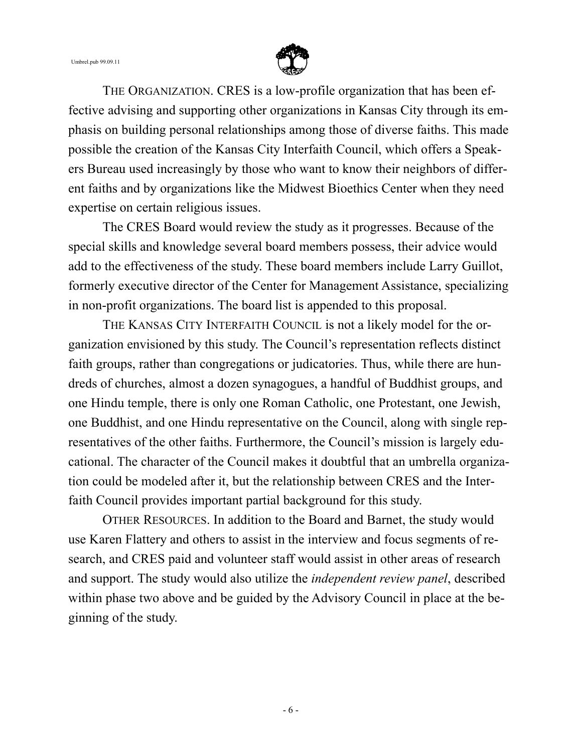THE ORGANIZATION. CRES is a low-profile organization that has been effective advising and supporting other organizations in Kansas City through its emphasis on building personal relationships among those of diverse faiths. This made possible the creation of the Kansas City Interfaith Council, which offers a Speakers Bureau used increasingly by those who want to know their neighbors of different faiths and by organizations like the Midwest Bioethics Center when they need expertise on certain religious issues.

The CRES Board would review the study as it progresses. Because of the special skills and knowledge several board members possess, their advice would add to the effectiveness of the study. These board members include Larry Guillot, formerly executive director of the Center for Management Assistance, specializing in non-profit organizations. The board list is appended to this proposal.

THE KANSAS CITY INTERFAITH COUNCIL is not a likely model for the organization envisioned by this study. The Council's representation reflects distinct faith groups, rather than congregations or judicatories. Thus, while there are hundreds of churches, almost a dozen synagogues, a handful of Buddhist groups, and one Hindu temple, there is only one Roman Catholic, one Protestant, one Jewish, one Buddhist, and one Hindu representative on the Council, along with single representatives of the other faiths. Furthermore, the Council's mission is largely educational. The character of the Council makes it doubtful that an umbrella organization could be modeled after it, but the relationship between CRES and the Interfaith Council provides important partial background for this study.

OTHER RESOURCES. In addition to the Board and Barnet, the study would use Karen Flattery and others to assist in the interview and focus segments of research, and CRES paid and volunteer staff would assist in other areas of research and support. The study would also utilize the *independent review panel*, described within phase two above and be guided by the Advisory Council in place at the beginning of the study.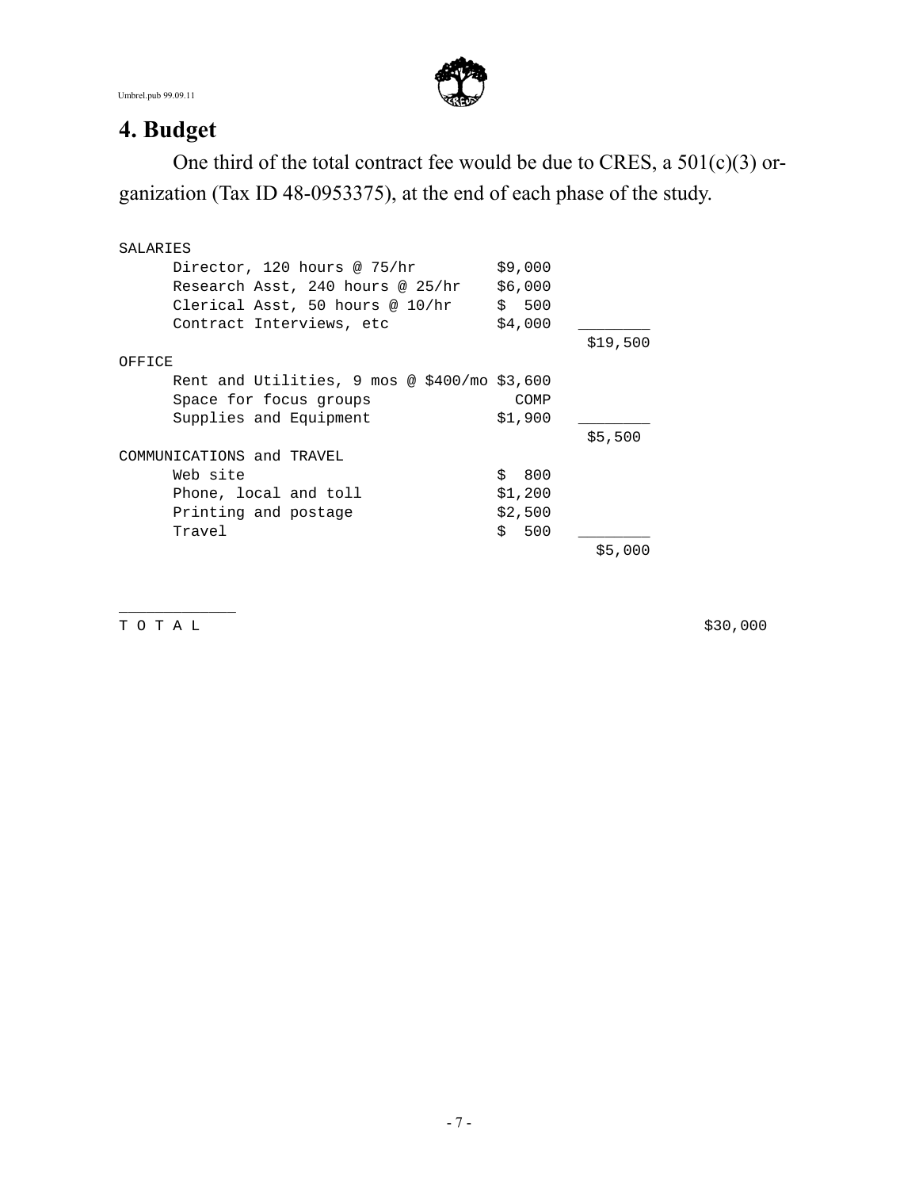## 4. Budget

One third of the total contract fee would be due to CRES, a 501(c)(3) organization (Tax ID 48-0953375), at the end of each phase of the study.

| Item | Amount | Subtotal | Total |
|---|---|---|---|
| SALARIES | | | |
| Director, 120 hours @ 75/hr | $9,000 | | |
| Research Asst, 240 hours @ 25/hr | $6,000 | | |
| Clerical Asst, 50 hours @ 10/hr | $ 500 | | |
| Contract Interviews, etc | $4,000 | | |
| | | $19,500 | |
| OFFICE | | | |
| Rent and Utilities, 9 mos @ $400/mo | $3,600 | | |
| Space for focus groups | COMP | | |
| Supplies and Equipment | $1,900 | | |
| | | $5,500 | |
| COMMUNICATIONS and TRAVEL | | | |
| Web site | $ 800 | | |
| Phone, local and toll | $1,200 | | |
| Printing and postage | $2,500 | | |
| Travel | $ 500 | | |
| | | $5,000 | |
| T O T A L | | | $30,000 |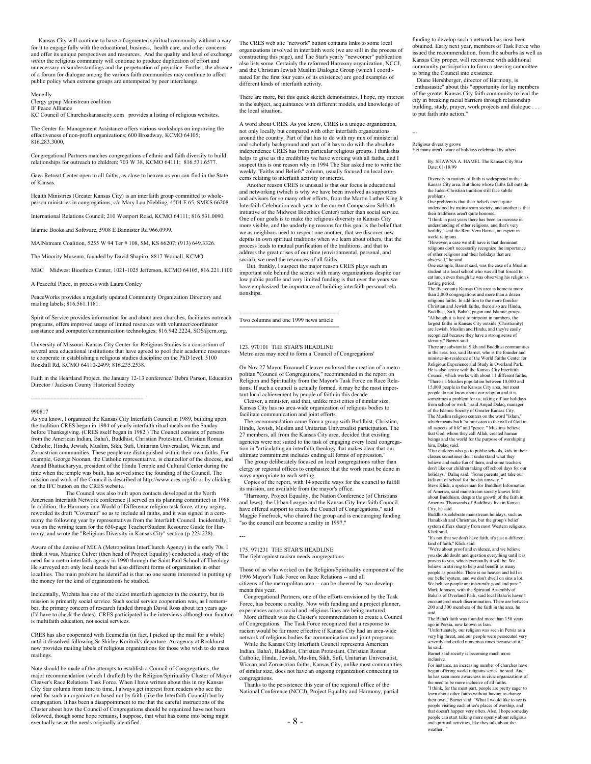Kansas City will continue to have a fragmented spiritual community without a way for it to engage fully with the educational, business, health care, and other concerns and offer its unique perspectives and resources. And the quality and level of exchange *within* the religious community will continue to produce duplication of effort and unnecessary misunderstandings and the perpetuation of prejudice. Further, the absence of a forum for dialogue among the various faith communities may continue to affect public policy when extreme groups are untempered by peer interchange.

Meneilly

Clergy grpup Mainstrean coalition

IF Peace Alliance

KC Council of Churcheskansascity.com provides a listing of religious websites.

The Center for Management Assistance offers various workshops on improving the effectiveness of non-profit organizations; 600 Broadway, KCMO 64105; 816.283.3000,

Congregational Partners matches congregations of ethnic and faith diversity to build relationships for outreach to children; 703 W 38, KCMO 64111; 816.531.6577.

Gaea Retreat Center open to all faiths, as close to heaven as you can find in the State of Kansas.

Health Ministries (Greater Kansas City) is an interfaith group committed to whole-person ministries in congregations; c/o Mary Lou Niebling, 4504 E 65, SMKS 66208.

International Relations Council; 210 Westport Road, KCMO 64111; 816.531.0090.

Islamic Books and Software, 5908 E Bannister Rd 966.0999.

MAINstream Coalition, 5255 W 94 Ter # 108, SM, KS 66207; (913) 649.3326.

The Minority Museum, founded by David Shapiro, 8817 Wornall, KCMO.

MBC Midwest Bioethics Center, 1021-1025 Jefferson, KCMO 64105, 816.221.1100

A Peaceful Place, in process with Laura Conley

PeaceWorks provides a regularly updated Community Organization Directory and mailing labels; 816.561.1181.

Spirit of Service provides information for and about area churches, facilitates outreach programs, offers improved usage of limited resources with volunteer/coordinator assistance and computer/communication technologies; 816.942.2224, SOS@crn.org.

University of Missouri-Kansas City Center for Religious Studies is a consortium of several area educational institutions that have agreed to pool their academic resources to cooperate in establishing a religious studies discipline on the PhD level; 5100 Rockhill Rd, KCMO 64110-2499; 816.235.2538.

Faith in the Heartland Project. the January 12-13 conference/ Debra Parson, Education Director / Jackson County Historical Society

---

990817

As you know, I organized the Kansas City Interfaith Council in 1989, building upon the tradition CRES began in 1984 of yearly interfaith ritual meals on the Sunday before Thanksgiving. (CRES itself began in 1982.) The Council consists of persons from the American Indian, Baha'i, Buddhist, Christian Protestant, Christian Roman Catholic, Hindu, Jewish, Muslim, Sikh, Sufi, Unitarian Universalist, Wiccan, and Zoroastrian communities. These people are distinguished within their own faiths. For example, George Noonan, the Catholic representative, is chancellor of the diocese, and Anand Bhattacharyya, president of the Hindu Temple and Cultural Center during the time when the temple was built, has served since the founding of the Council. The mission and work of the Council is described at http://www.cres.org/ifc or by clicking on the IFC button on the CRES website.

The Council was also built upon contacts developed at the North American Interfaith Network conference (I served on its planning committee) in 1988. In addition, the Harmony in a World of Difference religion task force, at my urging, reworded its draft "Covenant" so as to include all faiths, and it was signed in a ceremony the following year by representatives from the Interfaith Council. Incidentally, I was on the writing team for the 650-page Teacher/Student Resource Guide for Harmony, and wrote the "Religious Diversity in Kansas City" section (p 223-228).

Aware of the demise of MICA (Metropolitan InterChurch Agency) in the early 70s, I think it was, Maurice Culver (then head of Project Equality) conducted a study of the need for a metro interfaith agency in 1990 through the Saint Paul School of Theology. He surveyed not only local needs but also different forms of organization in other localities. The main problem he identified is that no one seems interested in putting up the money for the kind of organizations he studied.

Incidentally, Wichita has one of the oldest interfaith agencies in the country, but its mission is primarily social service. Such social service cooperation was, as I remember, the primary concern of research funded through David Ross about ten years ago (I'd have to check the dates). CRES participated in the interviews although our function is multifaith education, not social services.

CRES has also cooperated with Ecumedia (in fact, I picked up the mail for a while) until it dissolved following Sr Shirley Koritnik's departure. An agency at Rockhurst now provides mailing labels of religious organizations for those who wish to do mass mailings.

Note should be made of the attempts to establish a Council of Congregations, the major recommendation (which I drafted) by the Religion/Spirituality Cluster of Mayor Cleaver's Race Relations Task Force. When I have written about this in my Kansas City Star column from time to time, I always get interest from readers who see the need for such an organization based not by faith (like the Interfaith Council) but by congregation. It has been a disappointment to me that the careful instructions of the Cluster about how the Council of Congregations should be organized have not been followed, though some hope remains, I suppose, that what has come into being might eventually serve the needs originally identified.

The CRES web site "network" button contains links to some local organizations involved in interfaith work (we are still in the process of constructing this page), and The Star's yearly "newcomer" publication also lists some. Certainly the reformed Harmony organization, NCCJ, and the Christian Jewish Muslim Dialogue Group (which I coordinated for the first four years of its existence) are good examples of different kinds of interfaith activity.

There are more, but this quick sketch demonstrates, I hope, my interest in the subject, acquaintance with different models, and knowledge of the local situation.

A word about CRES. As you know, CRES is a unique organization, not only locally but compared with other interfaith organizations around the country. Part of that has to do with my mix of ministerial and scholarly background and part of it has to do with the absolute independence CRES has from particular religious groups. I think this helps to give us the credibility we have working with all faiths, and I suspect this is one reason why in 1994 The Star asked me to write the weekly "Faiths and Beliefs" column, usually focused on local concerns relating to interfaith activity or interest.

Another reason CRES is unusual is that our focus is educational and networking (which is why we have been involved as supporters and advisors for so many other efforts, from the Martin Luther King Jr Interfaith Celebration each year to the current Compassion Sabbath initiative of the Midwest Bioethics Center) rather than social service. One of our goals is to make the religious diversity in Kansas City more visible, and the underlying reasons for this goal is the belief that we as neighbors need to respect one another, that we discover new depths in own spiritual traditions when we learn about others, that the process leads to mutual purification of the traditions, and that to address the great crises of our time (environmental, personal, and social), we need the resources of all faiths.

But, frankly, I suspect the major reason CRES plays such an important role behind the scenes with many organizations despite our low public profile and very limited funding is that over the years we have emphasized the importance of building interfaith personal relationships.

---

Two columns and one 1999 news article

---

123. 970101 THE STAR'S HEADLINE
Metro area may need to form a 'Council of Congregations'

On Nov 27 Mayor Emanuel Cleaver endorsed the creation of a metropolitan "Council of Congregations," recommended in the report on Religion and Spirituality from the Mayor's Task Force on Race Relations. If such a council is actually formed, it may be the most important local achievement by people of faith in this decade.

Cleaver, a minister, said that, unlike most cities of similar size, Kansas City has no area-wide organization of religious bodies to facilitate communication and joint efforts.

The recommendation came from a group with Buddhist, Christian, Hindu, Jewish, Muslim and Unitarian Universalist participation. The 27 members, all from the Kansas City area, decided that existing agencies were not suited to the task of engaging every local congregation in "articulating an interfaith theology that makes clear that our ultimate commitment includes ending all forms of oppression."

The group deliberately focused on local congregations rather than clergy or regional offices to emphasize that the work must be done in ways appropriate to each setting.

Copies of the report, with 14 specific ways for the council to fulfill its mission, are available from the mayor's office.

"Harmony, Project Equality, the Nation Conference (of Christians and Jews), the Urban League and the Kansas City Interfaith Council have offered support to create the Council of Congregations," said Maggie Finefrock, who chaired the group and is encouraging funding "so the council can become a reality in 1997."

---

175. 971231 THE STAR'S HEADLINE:
The fight against racism needs congregations

Those of us who worked on the Religion/Spirituality component of the 1996 Mayor's Task Force on Race Relations -- and all citizens of the metropolitan area -- can be cheered by two developments this year.

Congregational Partners, one of the efforts envisioned by the Task Force, has become a reality. Now with funding and a project planner, experiences across racial and religious lines are being nurtured.

More difficult was the Cluster's recommendation to create a Council of Congregations. The Task Force recognized that a response to racism would be far more effective if Kansas City had an area-wide network of religious bodies for communication and joint programs.

While the Kansas City Interfaith Council represents American Indian, Baha'i, Buddhist, Christian Protestant, Christian Roman Catholic, Hindu, Jewish, Muslim, Sikh, Sufi, Unitarian Universalist, Wiccan and Zoroastrian faiths, Kansas City, unlike most communities of similar size, does not have an ongoing organization connecting its congregations.

Thanks to the persistence this year of the regional office of the National Conference (NCCJ), Project Equality and Harmony, partial funding to develop such a network has now been obtained. Early next year, members of Task Force who issued the recommendation, from the suburbs as well as Kansas City proper, will reconvene with additional community participation to form a steering committee to bring the Council into existence.

Diane Hershberger, director of Harmony, is "enthusiastic" about this "opportunity for lay members of the greater Kansas City faith community to lead the city in breaking racial barriers through relationship building, study, prayer, work projects and dialogue . . . to put faith into action."

---

Religious diversity grows
Yet many aren't aware of holidays celebrated by others

By: SHAWNA A. HAMEL The Kansas City Star
Date: 01/18/99

Diversity in matters of faith is widespread in the Kansas City area. But those whose faiths fall outside the Judeo-Christian tradition still face subtle problems.

One problem is that their beliefs aren't quite understood by mainstream society, and another is that their traditions aren't quite honored.

"I think in past years there has been an increase in understanding of other religions, and that's very healthy," said the Rev. Vern Barnet, an expert in world religions.

"However, a case we still have is that dominant religions don't necessarily recognize the importance of other religions and their holidays that are observed," he said.

One example, Barnet said, was the case of a Muslim student at a local school who was all but forced to eat lunch even though he was observing his religion's fasting period.

The five-county Kansas City area is home to more than 2,000 congregations and more than a dozen religious faiths. In addition to the more familiar Christian and Jewish faiths, there also are Hindu, Buddhist, Sufi, Baha'i, pagan and Islamic groups.

"Although it is hard to pinpoint in numbers, the largest faiths in Kansas City outside (Christianity) are Jewish, Muslim and Hindu, and they're easily recognized because they have a strong sense of identity," Barnet said.

There are substantial Sikh and Buddhist communities in the area, too, said Barnet, who is the founder and minister-in-residence of the World Faiths Center for Religious Experience and Study in Overland Park. He is also active with the Kansas City Interfaith Council, which works with about 11 different faiths.

"There's a Muslim population between 10,000 and 15,000 people in the Kansas City area, but most people do not know about our religion and it is sometimes a problem for us, taking off our holidays from school or work," said Amjad Dalaq, manager of the Islamic Society of Greater Kansas City.

The Muslim religion centers on the word "Islam," which means both "submission to the will of God in all aspects of life" and "peace." Muslims believe that God, whom they call Allah, created human beings and the world for the purpose of worshiping him, Dalaq said.

"Our children who go to public schools, kids in their classes sometimes don't understand what they believe and make fun of them, and some teachers don't like our children taking off school days for our holidays," Dalaq said. "Some parents just take our kids out of school for the day anyway."

Steve Klick, a spokesman for Buddhist Information of America, said mainstream society knows little about Buddhism, despite the growth of the faith in America. Thousands of Buddhists live in Kansas City, he said.

Buddhists celebrate mainstream holidays, such as Hanukkah and Christmas, but the group's belief system differs sharply from most Western religions, Klick said.

"It's not that we don't have faith, it's just a different kind of faith," Klick said.

"We're about proof and evidence, and we believe you should doubt and question everything until it is proven to you, which eventually it will be. We believe in striving to help and benefit as many people as possible. There is no heaven and hell in our belief system, and we don't dwell on sins a lot. We believe people are inherently good and pure."

Mark Johnson, with the Spiritual Assembly of Baha'is of Overland Park, said local Baha'is haven't encountered much discrimination. There are between 200 and 300 members of the faith in the area, he said.

The Baha'i faith was founded more than 150 years ago in Persia, now known as Iran.

"Unfortunately, our religion was seen in Persia as a very big threat, and our people were persecuted very severely and exiled numerous times because of it," he said.

Barnet said society is becoming much more inclusive.

For instance, an increasing number of churches have begun offering world religions series, he said. And he has seen more awareness in civic organizations of the need to be more inclusive of all faiths.

"I think, for the most part, people are pretty eager to learn about other faiths without having to change their own," Barnet said. "What I would like to see is people visiting each other's places of worship, and that doesn't happen very often. Also, I hope someday people can start talking more openly about religious and spiritual activities, like they talk about the weather. "